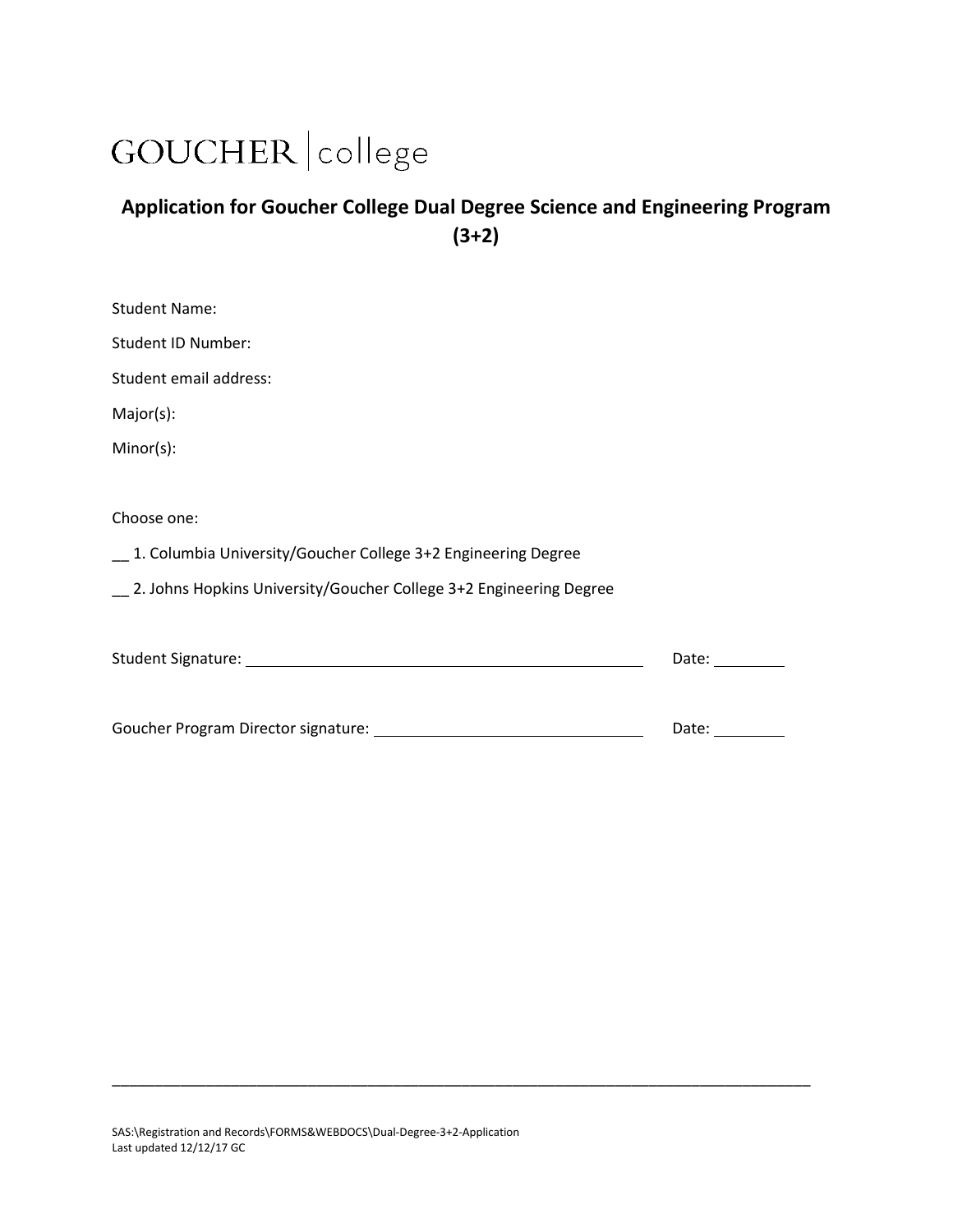GOUCHER | college

## Application for Goucher College Dual Degree Science and Engineering Program (3+2)

Student Name:

Student ID Number:

Student email address:

Major(s):

Minor(s):

Choose one:

__ 1. Columbia University/Goucher College 3+2 Engineering Degree

__ 2. Johns Hopkins University/Goucher College 3+2 Engineering Degree

Student Signature: ______________________________________________ Date: ________

Goucher Program Director signature: ______________________________ Date: ________

SAS:\Registration and Records\FORMS&WEBDOCS\Dual-Degree-3+2-Application
Last updated 12/12/17 GC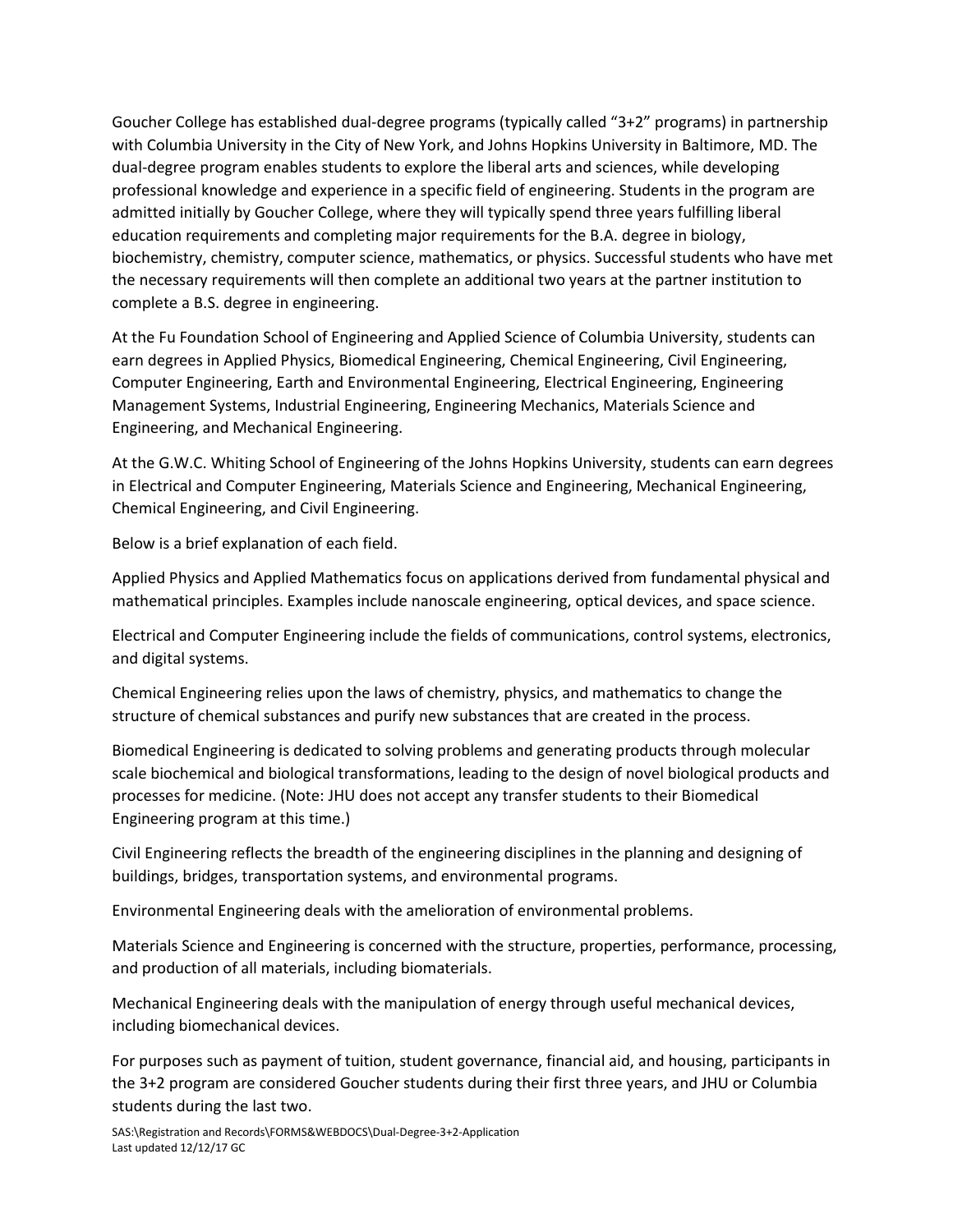Goucher College has established dual-degree programs (typically called "3+2" programs) in partnership with Columbia University in the City of New York, and Johns Hopkins University in Baltimore, MD. The dual-degree program enables students to explore the liberal arts and sciences, while developing professional knowledge and experience in a specific field of engineering. Students in the program are admitted initially by Goucher College, where they will typically spend three years fulfilling liberal education requirements and completing major requirements for the B.A. degree in biology, biochemistry, chemistry, computer science, mathematics, or physics. Successful students who have met the necessary requirements will then complete an additional two years at the partner institution to complete a B.S. degree in engineering.

At the Fu Foundation School of Engineering and Applied Science of Columbia University, students can earn degrees in Applied Physics, Biomedical Engineering, Chemical Engineering, Civil Engineering, Computer Engineering, Earth and Environmental Engineering, Electrical Engineering, Engineering Management Systems, Industrial Engineering, Engineering Mechanics, Materials Science and Engineering, and Mechanical Engineering.

At the G.W.C. Whiting School of Engineering of the Johns Hopkins University, students can earn degrees in Electrical and Computer Engineering, Materials Science and Engineering, Mechanical Engineering, Chemical Engineering, and Civil Engineering.

Below is a brief explanation of each field.

Applied Physics and Applied Mathematics focus on applications derived from fundamental physical and mathematical principles. Examples include nanoscale engineering, optical devices, and space science.

Electrical and Computer Engineering include the fields of communications, control systems, electronics, and digital systems.

Chemical Engineering relies upon the laws of chemistry, physics, and mathematics to change the structure of chemical substances and purify new substances that are created in the process.

Biomedical Engineering is dedicated to solving problems and generating products through molecular scale biochemical and biological transformations, leading to the design of novel biological products and processes for medicine. (Note: JHU does not accept any transfer students to their Biomedical Engineering program at this time.)

Civil Engineering reflects the breadth of the engineering disciplines in the planning and designing of buildings, bridges, transportation systems, and environmental programs.

Environmental Engineering deals with the amelioration of environmental problems.

Materials Science and Engineering is concerned with the structure, properties, performance, processing, and production of all materials, including biomaterials.

Mechanical Engineering deals with the manipulation of energy through useful mechanical devices, including biomechanical devices.

For purposes such as payment of tuition, student governance, financial aid, and housing, participants in the 3+2 program are considered Goucher students during their first three years, and JHU or Columbia students during the last two.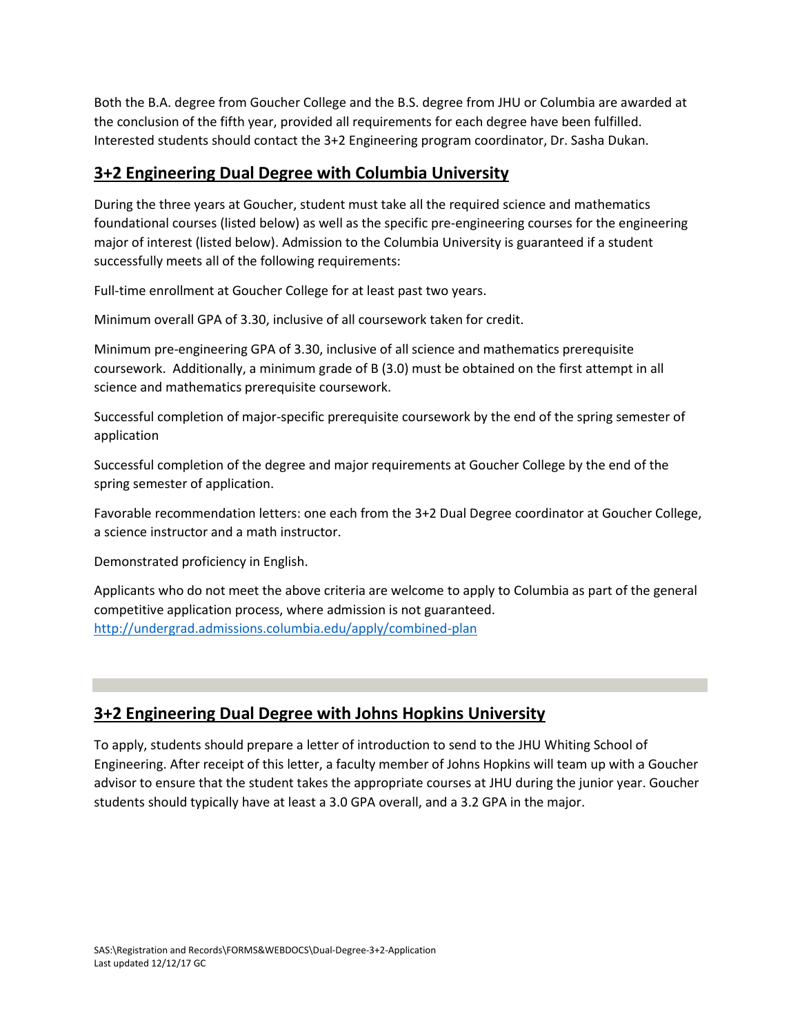Both the B.A. degree from Goucher College and the B.S. degree from JHU or Columbia are awarded at the conclusion of the fifth year, provided all requirements for each degree have been fulfilled. Interested students should contact the 3+2 Engineering program coordinator, Dr. Sasha Dukan.

## 3+2 Engineering Dual Degree with Columbia University

During the three years at Goucher, student must take all the required science and mathematics foundational courses (listed below) as well as the specific pre-engineering courses for the engineering major of interest (listed below). Admission to the Columbia University is guaranteed if a student successfully meets all of the following requirements:

Full-time enrollment at Goucher College for at least past two years.

Minimum overall GPA of 3.30, inclusive of all coursework taken for credit.

Minimum pre-engineering GPA of 3.30, inclusive of all science and mathematics prerequisite coursework. Additionally, a minimum grade of B (3.0) must be obtained on the first attempt in all science and mathematics prerequisite coursework.

Successful completion of major-specific prerequisite coursework by the end of the spring semester of application

Successful completion of the degree and major requirements at Goucher College by the end of the spring semester of application.

Favorable recommendation letters: one each from the 3+2 Dual Degree coordinator at Goucher College, a science instructor and a math instructor.

Demonstrated proficiency in English.

Applicants who do not meet the above criteria are welcome to apply to Columbia as part of the general competitive application process, where admission is not guaranteed.
http://undergrad.admissions.columbia.edu/apply/combined-plan

---

## 3+2 Engineering Dual Degree with Johns Hopkins University

To apply, students should prepare a letter of introduction to send to the JHU Whiting School of Engineering. After receipt of this letter, a faculty member of Johns Hopkins will team up with a Goucher advisor to ensure that the student takes the appropriate courses at JHU during the junior year. Goucher students should typically have at least a 3.0 GPA overall, and a 3.2 GPA in the major.